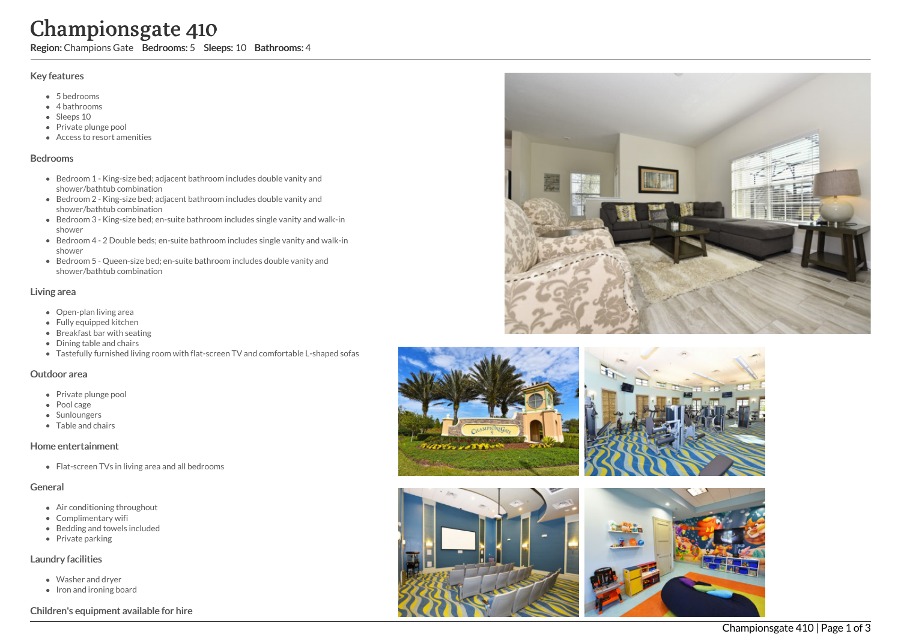# Championsgate 410

**Region:** Champions Gate **Bedrooms:** 5 **Sleeps:** 10 **Bathrooms:** 4

## Key features

- 5 bedrooms
- 4 bathrooms
- Sleeps 10
- Private plunge pool
- Access to resort amenities

## Bedrooms

- Bedroom 1 - King-size bed; adjacent bathroom includes double vanity and shower/bathtub combination
- Bedroom 2 - King-size bed; adjacent bathroom includes double vanity and shower/bathtub combination
- Bedroom 3 - King-size bed; en-suite bathroom includes single vanity and walk-in shower
- Bedroom 4 - 2 Double beds; en-suite bathroom includes single vanity and walk-in shower
- Bedroom 5 - Queen-size bed; en-suite bathroom includes double vanity and shower/bathtub combination

## Living area

- Open-plan living area
- Fully equipped kitchen
- Breakfast bar with seating
- Dining table and chairs
- Tastefully furnished living room with flat-screen TV and comfortable L-shaped sofas

## Outdoor area

- Private plunge pool
- Pool cage
- Sunloungers
- Table and chairs

## Home entertainment

- Flat-screen TVs in living area and all bedrooms

## General

- Air conditioning throughout
- Complimentary wifi
- Bedding and towels included
- Private parking

## Laundry facilities

- Washer and dryer
- Iron and ironing board

## Children's equipment available for hire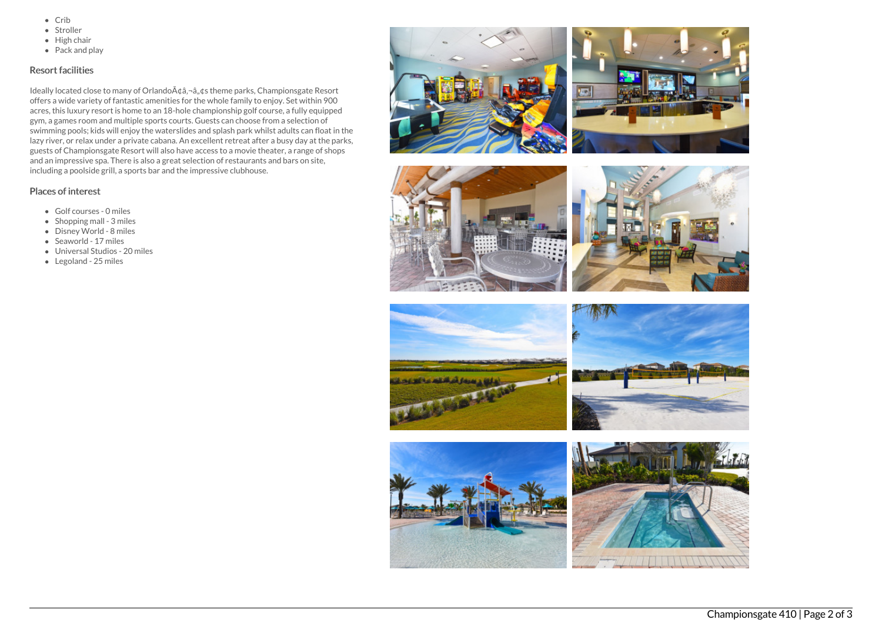- Crib
- Stroller
- High chair
- Pack and play

## Resort facilities

Ideally located close to many of OrlandoÃ¢â‚¬â„¢s theme parks, Championsgate Resort offers a wide variety of fantastic amenities for the whole family to enjoy. Set within 900 acres, this luxury resort is home to an 18-hole championship golf course, a fully equipped gym, a games room and multiple sports courts. Guests can choose from a selection of swimming pools; kids will enjoy the waterslides and splash park whilst adults can float in the lazy river, or relax under a private cabana. An excellent retreat after a busy day at the parks, guests of Championsgate Resort will also have access to a movie theater, a range of shops and an impressive spa. There is also a great selection of restaurants and bars on site, including a poolside grill, a sports bar and the impressive clubhouse.

## Places of interest

- Golf courses - 0 miles
- Shopping mall - 3 miles
- Disney World - 8 miles
- Seaworld - 17 miles
- Universal Studios - 20 miles
- Legoland - 25 miles